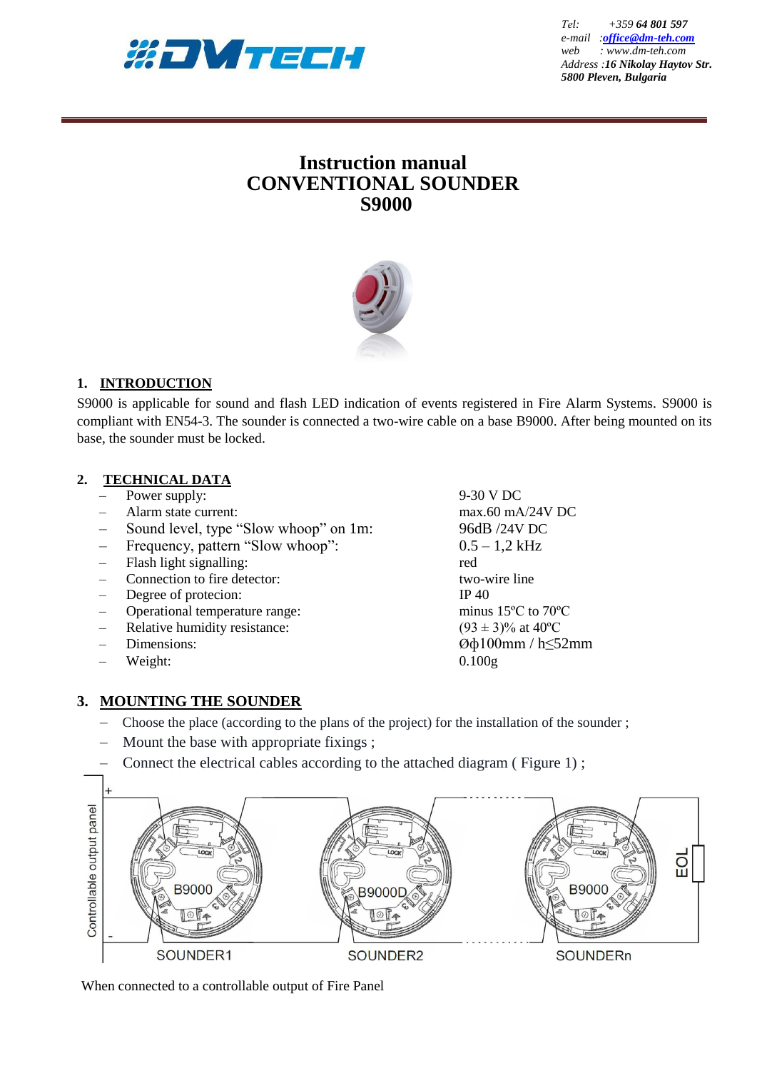Tel: +359 **64 801 597**
e-mail :**office@dm-teh.com**
web : www.dm-teh.com
Address :**16 Nikolay Haytov Str. 5800 Pleven, Bulgaria**

# Instruction manual
# CONVENTIONAL SOUNDER
# S9000

## 1. INTRODUCTION

S9000 is applicable for sound and flash LED indication of events registered in Fire Alarm Systems. S9000 is compliant with EN54-3. The sounder is connected a two-wire cable on a base B9000. After being mounted on its base, the sounder must be locked.

## 2. TECHNICAL DATA

| | |
|---|---|
| – Power supply: | 9-30 V DC |
| – Alarm state current: | max.60 mA/24V DC |
| – Sound level, type "Slow whoop" on 1m: | 96dB /24V DC |
| – Frequency, pattern "Slow whoop": | 0.5 – 1,2 kHz |
| – Flash light signalling: | red |
| – Connection to fire detector: | two-wire line |
| – Degree of protecion: | IP 40 |
| – Operational temperature range: | minus 15ºC to 70ºC |
| – Relative humidity resistance: | (93 ± 3)% at 40ºC |
| – Dimensions: | Øф100mm / h≤52mm |
| – Weight: | 0.100g |

## 3. MOUNTING THE SOUNDER

- Choose the place (according to the plans of the project) for the installation of the sounder ;
- Mount the base with appropriate fixings ;
- Connect the electrical cables according to the attached diagram ( Figure 1) ;

Controllable output panel + - B9000 B9000D B9000 EOL SOUNDER1 SOUNDER2 SOUNDERn

When connected to a controllable output of Fire Panel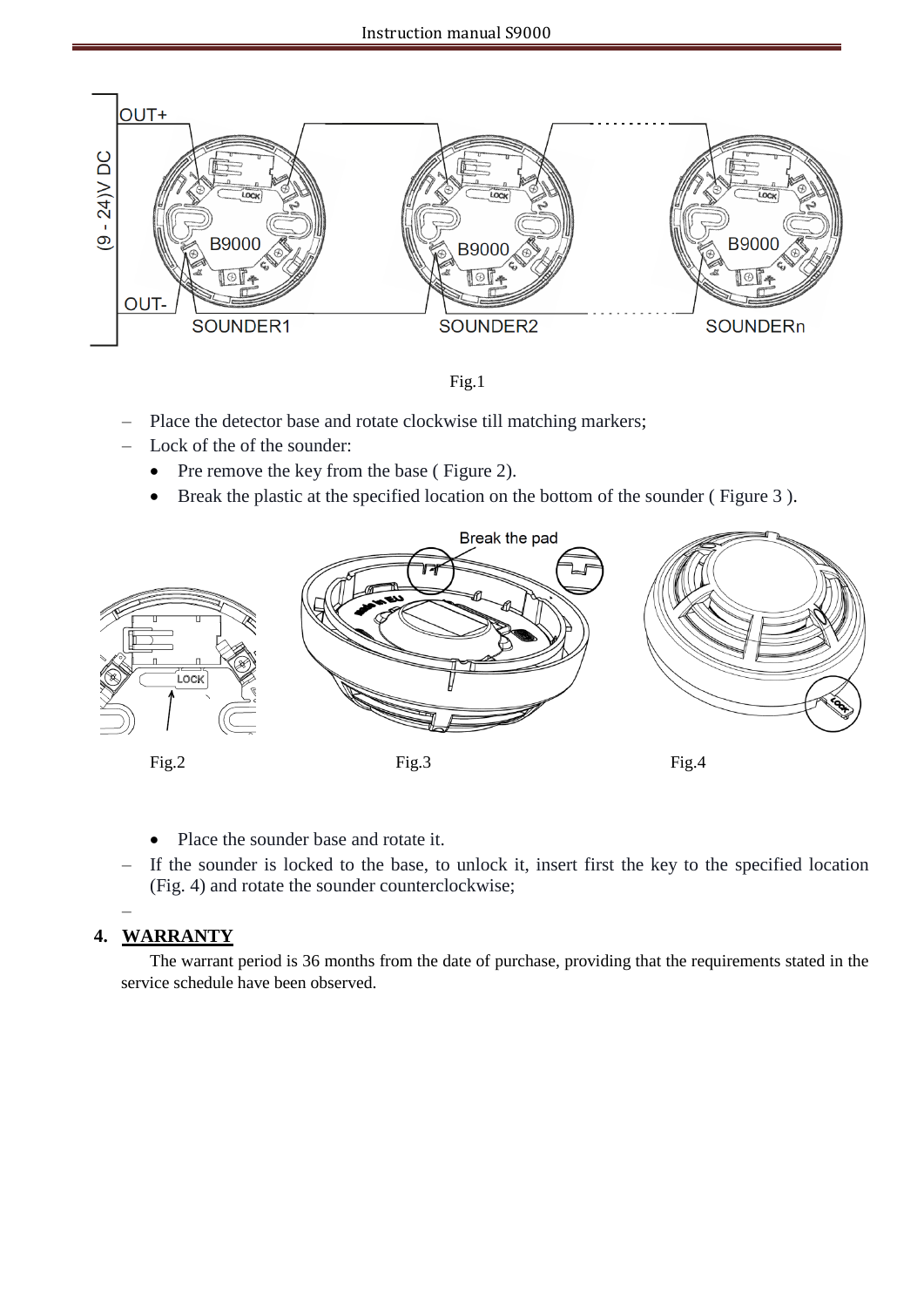OUT+

(9 - 24)V DC

OUT-

B9000

SOUNDER1

SOUNDER2

SOUNDERn

Fig.1

- Place the detector base and rotate clockwise till matching markers;
- Lock of the of the sounder:
  - Pre remove the key from the base ( Figure 2).
  - Break the plastic at the specified location on the bottom of the sounder ( Figure 3 ).

Break the pad

Fig.2 Fig.3 Fig.4

  - Place the sounder base and rotate it.
- If the sounder is locked to the base, to unlock it, insert first the key to the specified location (Fig. 4) and rotate the sounder counterclockwise;
-

## 4. WARRANTY

The warrant period is 36 months from the date of purchase, providing that the requirements stated in the service schedule have been observed.